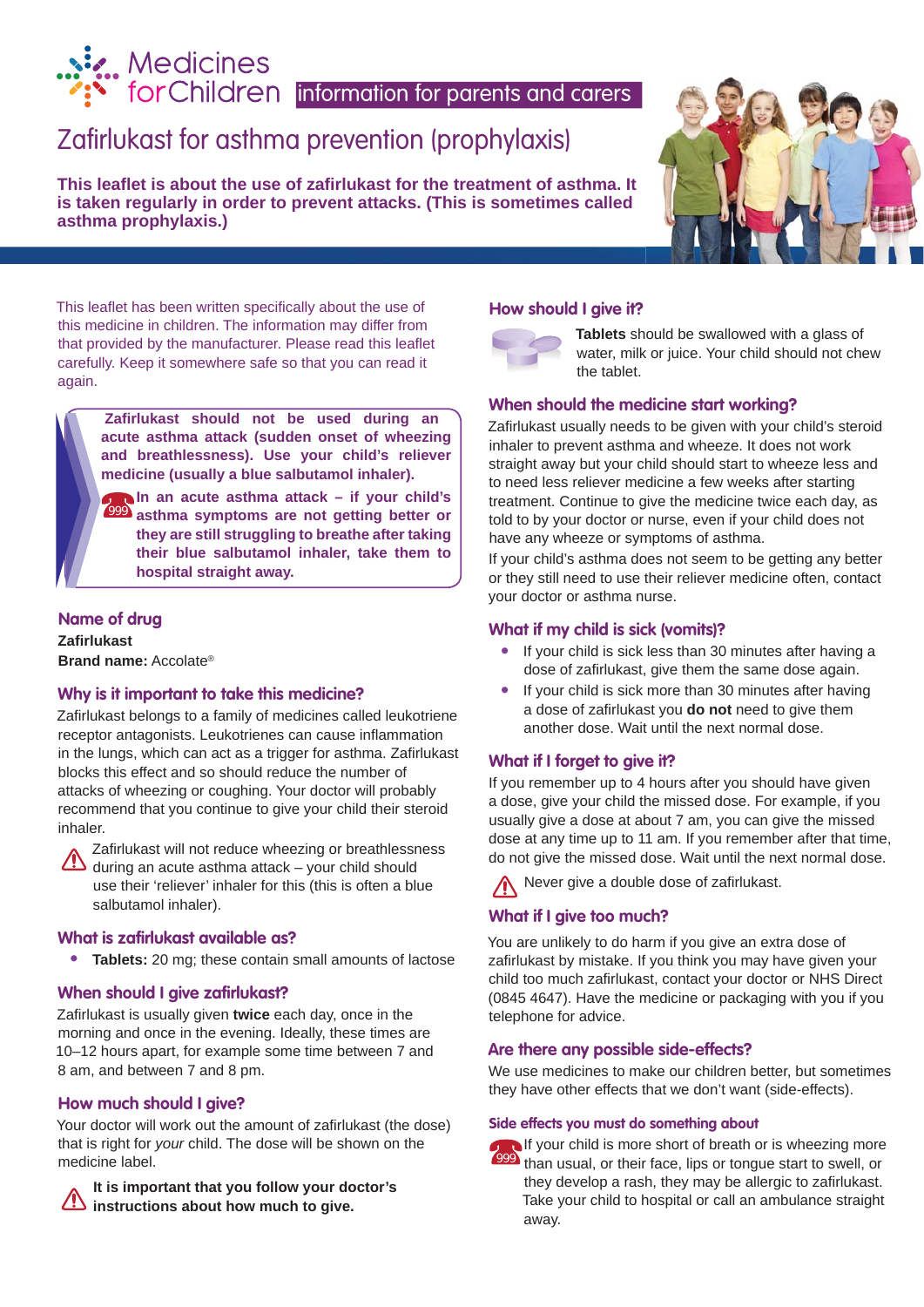Medicines for Children information for parents and carers

# Zafirlukast for asthma prevention (prophylaxis)

**This leaflet is about the use of zafirlukast for the treatment of asthma. It is taken regularly in order to prevent attacks. (This is sometimes called asthma prophylaxis.)**

This leaflet has been written specifically about the use of this medicine in children. The information may differ from that provided by the manufacturer. Please read this leaflet carefully. Keep it somewhere safe so that you can read it again.

**Zafirlukast should not be used during an acute asthma attack (sudden onset of wheezing and breathlessness). Use your child's reliever medicine (usually a blue salbutamol inhaler).**

**999 In an acute asthma attack – if your child's asthma symptoms are not getting better or they are still struggling to breathe after taking their blue salbutamol inhaler, take them to hospital straight away.**

## Name of drug

**Zafirlukast**

**Brand name:** Accolate®

## Why is it important to take this medicine?

Zafirlukast belongs to a family of medicines called leukotriene receptor antagonists. Leukotrienes can cause inflammation in the lungs, which can act as a trigger for asthma. Zafirlukast blocks this effect and so should reduce the number of attacks of wheezing or coughing. Your doctor will probably recommend that you continue to give your child their steroid inhaler.

⚠ Zafirlukast will not reduce wheezing or breathlessness during an acute asthma attack – your child should use their 'reliever' inhaler for this (this is often a blue salbutamol inhaler).

## What is zafirlukast available as?

- **Tablets:** 20 mg; these contain small amounts of lactose

## When should I give zafirlukast?

Zafirlukast is usually given **twice** each day, once in the morning and once in the evening. Ideally, these times are 10–12 hours apart, for example some time between 7 and 8 am, and between 7 and 8 pm.

## How much should I give?

Your doctor will work out the amount of zafirlukast (the dose) that is right for *your* child. The dose will be shown on the medicine label.

⚠ **It is important that you follow your doctor's instructions about how much to give.**

## How should I give it?

**Tablets** should be swallowed with a glass of water, milk or juice. Your child should not chew the tablet.

## When should the medicine start working?

Zafirlukast usually needs to be given with your child's steroid inhaler to prevent asthma and wheeze. It does not work straight away but your child should start to wheeze less and to need less reliever medicine a few weeks after starting treatment. Continue to give the medicine twice each day, as told to by your doctor or nurse, even if your child does not have any wheeze or symptoms of asthma.

If your child's asthma does not seem to be getting any better or they still need to use their reliever medicine often, contact your doctor or asthma nurse.

## What if my child is sick (vomits)?

- If your child is sick less than 30 minutes after having a dose of zafirlukast, give them the same dose again.
- If your child is sick more than 30 minutes after having a dose of zafirlukast you **do not** need to give them another dose. Wait until the next normal dose.

## What if I forget to give it?

If you remember up to 4 hours after you should have given a dose, give your child the missed dose. For example, if you usually give a dose at about 7 am, you can give the missed dose at any time up to 11 am. If you remember after that time, do not give the missed dose. Wait until the next normal dose.

⚠ Never give a double dose of zafirlukast.

## What if I give too much?

You are unlikely to do harm if you give an extra dose of zafirlukast by mistake. If you think you may have given your child too much zafirlukast, contact your doctor or NHS Direct (0845 4647). Have the medicine or packaging with you if you telephone for advice.

## Are there any possible side-effects?

We use medicines to make our children better, but sometimes they have other effects that we don't want (side-effects).

### Side effects you must do something about

999 If your child is more short of breath or is wheezing more than usual, or their face, lips or tongue start to swell, or they develop a rash, they may be allergic to zafirlukast. Take your child to hospital or call an ambulance straight away.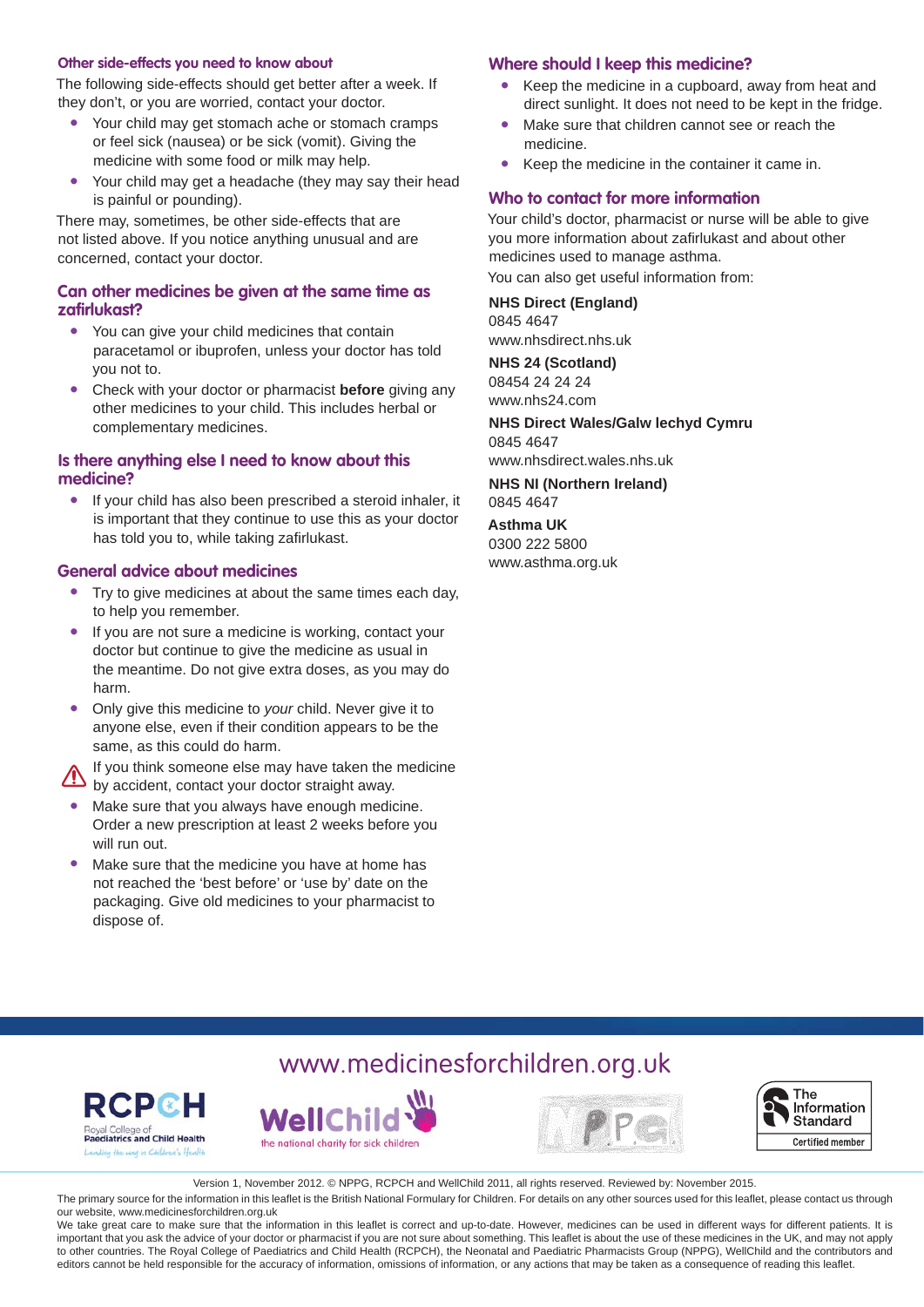### Other side-effects you need to know about

The following side-effects should get better after a week. If they don't, or you are worried, contact your doctor.

- Your child may get stomach ache or stomach cramps or feel sick (nausea) or be sick (vomit). Giving the medicine with some food or milk may help.
- Your child may get a headache (they may say their head is painful or pounding).

There may, sometimes, be other side-effects that are not listed above. If you notice anything unusual and are concerned, contact your doctor.

## Can other medicines be given at the same time as zafirlukast?

- You can give your child medicines that contain paracetamol or ibuprofen, unless your doctor has told you not to.
- Check with your doctor or pharmacist **before** giving any other medicines to your child. This includes herbal or complementary medicines.

## Is there anything else I need to know about this medicine?

- If your child has also been prescribed a steroid inhaler, it is important that they continue to use this as your doctor has told you to, while taking zafirlukast.

## General advice about medicines

- Try to give medicines at about the same times each day, to help you remember.
- If you are not sure a medicine is working, contact your doctor but continue to give the medicine as usual in the meantime. Do not give extra doses, as you may do harm.
- Only give this medicine to *your* child. Never give it to anyone else, even if their condition appears to be the same, as this could do harm.

⚠ If you think someone else may have taken the medicine by accident, contact your doctor straight away.

- Make sure that you always have enough medicine. Order a new prescription at least 2 weeks before you will run out.
- Make sure that the medicine you have at home has not reached the 'best before' or 'use by' date on the packaging. Give old medicines to your pharmacist to dispose of.

## Where should I keep this medicine?

- Keep the medicine in a cupboard, away from heat and direct sunlight. It does not need to be kept in the fridge.
- Make sure that children cannot see or reach the medicine.
- Keep the medicine in the container it came in.

## Who to contact for more information

Your child's doctor, pharmacist or nurse will be able to give you more information about zafirlukast and about other medicines used to manage asthma.

You can also get useful information from:

**NHS Direct (England)**
0845 4647
www.nhsdirect.nhs.uk

**NHS 24 (Scotland)**
08454 24 24 24
www.nhs24.com

**NHS Direct Wales/Galw Iechyd Cymru**
0845 4647
www.nhsdirect.wales.nhs.uk

**NHS NI (Northern Ireland)**
0845 4647

**Asthma UK**
0300 222 5800
www.asthma.org.uk

www.medicinesforchildren.org.uk

RCPCH Royal College of Paediatrics and Child Health — Leading the way in Children's Health

WellChild — the national charity for sick children

NPPG

The Information Standard — Certified member

Version 1, November 2012. © NPPG, RCPCH and WellChild 2011, all rights reserved. Reviewed by: November 2015.

The primary source for the information in this leaflet is the British National Formulary for Children. For details on any other sources used for this leaflet, please contact us through our website, www.medicinesforchildren.org.uk

We take great care to make sure that the information in this leaflet is correct and up-to-date. However, medicines can be used in different ways for different patients. It is important that you ask the advice of your doctor or pharmacist if you are not sure about something. This leaflet is about the use of these medicines in the UK, and may not apply to other countries. The Royal College of Paediatrics and Child Health (RCPCH), the Neonatal and Paediatric Pharmacists Group (NPPG), WellChild and the contributors and editors cannot be held responsible for the accuracy of information, omissions of information, or any actions that may be taken as a consequence of reading this leaflet.